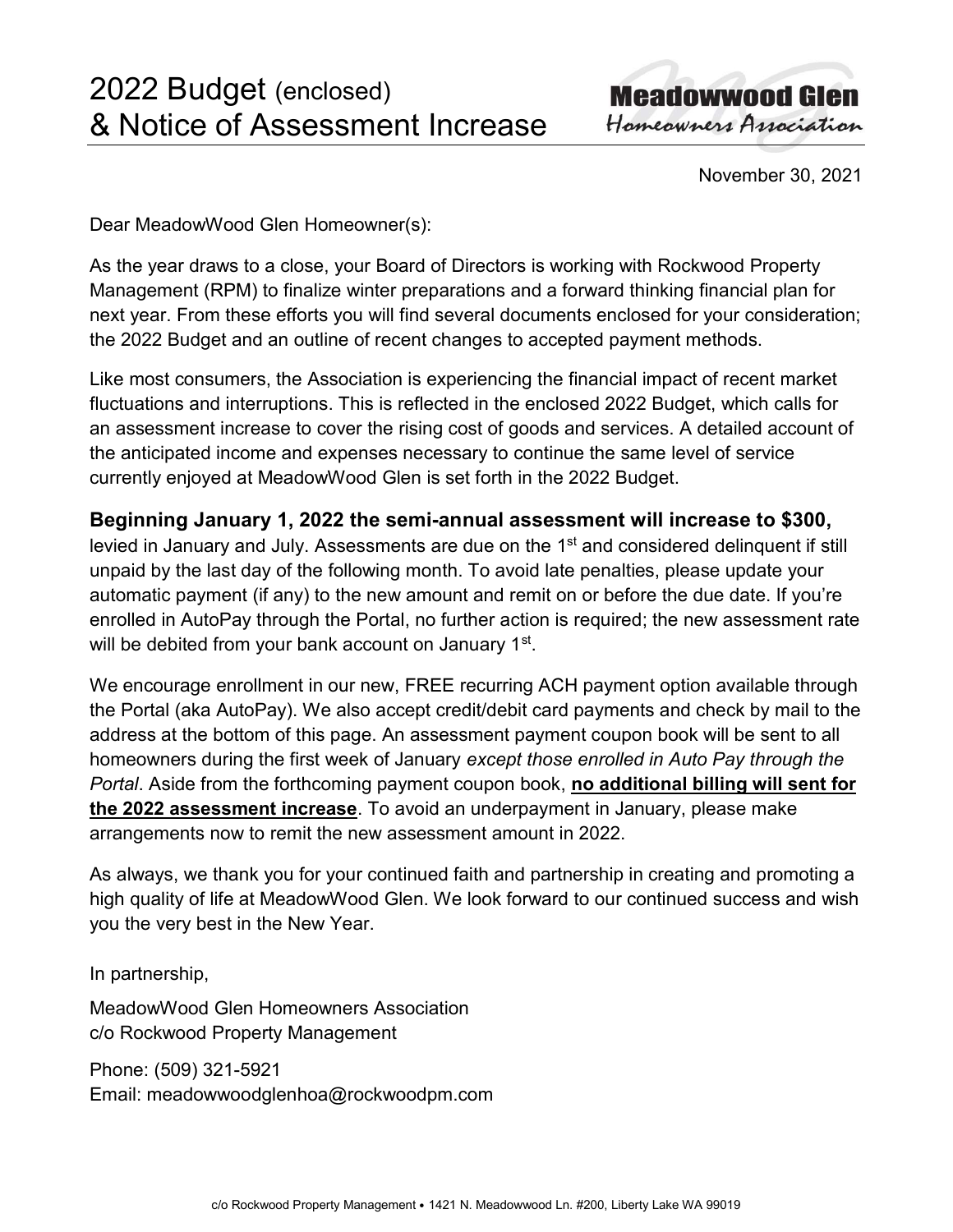# 2022 Budget (enclosed) & Notice of Assessment Increase

**Meadowwood Glen**
*Homeowners Association*

November 30, 2021

Dear MeadowWood Glen Homeowner(s):

As the year draws to a close, your Board of Directors is working with Rockwood Property Management (RPM) to finalize winter preparations and a forward thinking financial plan for next year. From these efforts you will find several documents enclosed for your consideration; the 2022 Budget and an outline of recent changes to accepted payment methods.

Like most consumers, the Association is experiencing the financial impact of recent market fluctuations and interruptions. This is reflected in the enclosed 2022 Budget, which calls for an assessment increase to cover the rising cost of goods and services. A detailed account of the anticipated income and expenses necessary to continue the same level of service currently enjoyed at MeadowWood Glen is set forth in the 2022 Budget.

**Beginning January 1, 2022 the semi-annual assessment will increase to $300,** levied in January and July. Assessments are due on the 1st and considered delinquent if still unpaid by the last day of the following month. To avoid late penalties, please update your automatic payment (if any) to the new amount and remit on or before the due date. If you're enrolled in AutoPay through the Portal, no further action is required; the new assessment rate will be debited from your bank account on January 1st.

We encourage enrollment in our new, FREE recurring ACH payment option available through the Portal (aka AutoPay). We also accept credit/debit card payments and check by mail to the address at the bottom of this page. An assessment payment coupon book will be sent to all homeowners during the first week of January *except those enrolled in Auto Pay through the Portal*. Aside from the forthcoming payment coupon book, **no additional billing will sent for the 2022 assessment increase**. To avoid an underpayment in January, please make arrangements now to remit the new assessment amount in 2022.

As always, we thank you for your continued faith and partnership in creating and promoting a high quality of life at MeadowWood Glen. We look forward to our continued success and wish you the very best in the New Year.

In partnership,

MeadowWood Glen Homeowners Association
c/o Rockwood Property Management

Phone: (509) 321-5921
Email: meadowwoodglenhoa@rockwoodpm.com

c/o Rockwood Property Management • 1421 N. Meadowwood Ln. #200, Liberty Lake WA 99019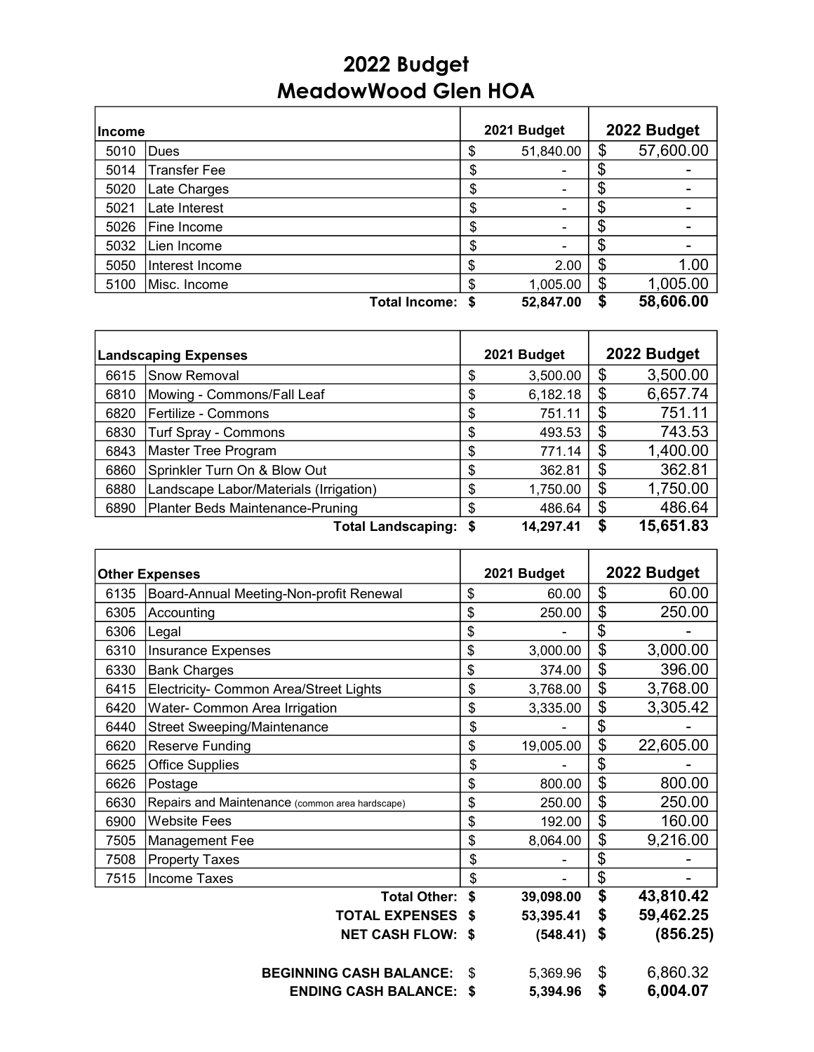# 2022 Budget
# MeadowWood Glen HOA

| Income | | 2021 Budget | 2022 Budget |
|---|---|---|---|
| 5010 | Dues | $ 51,840.00 | $ 57,600.00 |
| 5014 | Transfer Fee | $ - | $ - |
| 5020 | Late Charges | $ - | $ - |
| 5021 | Late Interest | $ - | $ - |
| 5026 | Fine Income | $ - | $ - |
| 5032 | Lien Income | $ - | $ - |
| 5050 | Interest Income | $ 2.00 | $ 1.00 |
| 5100 | Misc. Income | $ 1,005.00 | $ 1,005.00 |
| | **Total Income:** | **$ 52,847.00** | **$ 58,606.00** |

| Landscaping Expenses | | 2021 Budget | 2022 Budget |
|---|---|---|---|
| 6615 | Snow Removal | $ 3,500.00 | $ 3,500.00 |
| 6810 | Mowing - Commons/Fall Leaf | $ 6,182.18 | $ 6,657.74 |
| 6820 | Fertilize - Commons | $ 751.11 | $ 751.11 |
| 6830 | Turf Spray - Commons | $ 493.53 | $ 743.53 |
| 6843 | Master Tree Program | $ 771.14 | $ 1,400.00 |
| 6860 | Sprinkler Turn On & Blow Out | $ 362.81 | $ 362.81 |
| 6880 | Landscape Labor/Materials (Irrigation) | $ 1,750.00 | $ 1,750.00 |
| 6890 | Planter Beds Maintenance-Pruning | $ 486.64 | $ 486.64 |
| | **Total Landscaping:** | **$ 14,297.41** | **$ 15,651.83** |

| Other Expenses | | 2021 Budget | 2022 Budget |
|---|---|---|---|
| 6135 | Board-Annual Meeting-Non-profit Renewal | $ 60.00 | $ 60.00 |
| 6305 | Accounting | $ 250.00 | $ 250.00 |
| 6306 | Legal | $ - | $ - |
| 6310 | Insurance Expenses | $ 3,000.00 | $ 3,000.00 |
| 6330 | Bank Charges | $ 374.00 | $ 396.00 |
| 6415 | Electricity- Common Area/Street Lights | $ 3,768.00 | $ 3,768.00 |
| 6420 | Water- Common Area Irrigation | $ 3,335.00 | $ 3,305.42 |
| 6440 | Street Sweeping/Maintenance | $ - | $ - |
| 6620 | Reserve Funding | $ 19,005.00 | $ 22,605.00 |
| 6625 | Office Supplies | $ - | $ - |
| 6626 | Postage | $ 800.00 | $ 800.00 |
| 6630 | Repairs and Maintenance (common area hardscape) | $ 250.00 | $ 250.00 |
| 6900 | Website Fees | $ 192.00 | $ 160.00 |
| 7505 | Management Fee | $ 8,064.00 | $ 9,216.00 |
| 7508 | Property Taxes | $ - | $ - |
| 7515 | Income Taxes | $ - | $ - |
| | **Total Other:** | **$ 39,098.00** | **$ 43,810.42** |
| | **TOTAL EXPENSES** | **$ 53,395.41** | **$ 59,462.25** |
| | **NET CASH FLOW:** | **$ (548.41)** | **$ (856.25)** |
| | | | |
| | **BEGINNING CASH BALANCE:** | $ 5,369.96 | $ 6,860.32 |
| | **ENDING CASH BALANCE:** | **$ 5,394.96** | **$ 6,004.07** |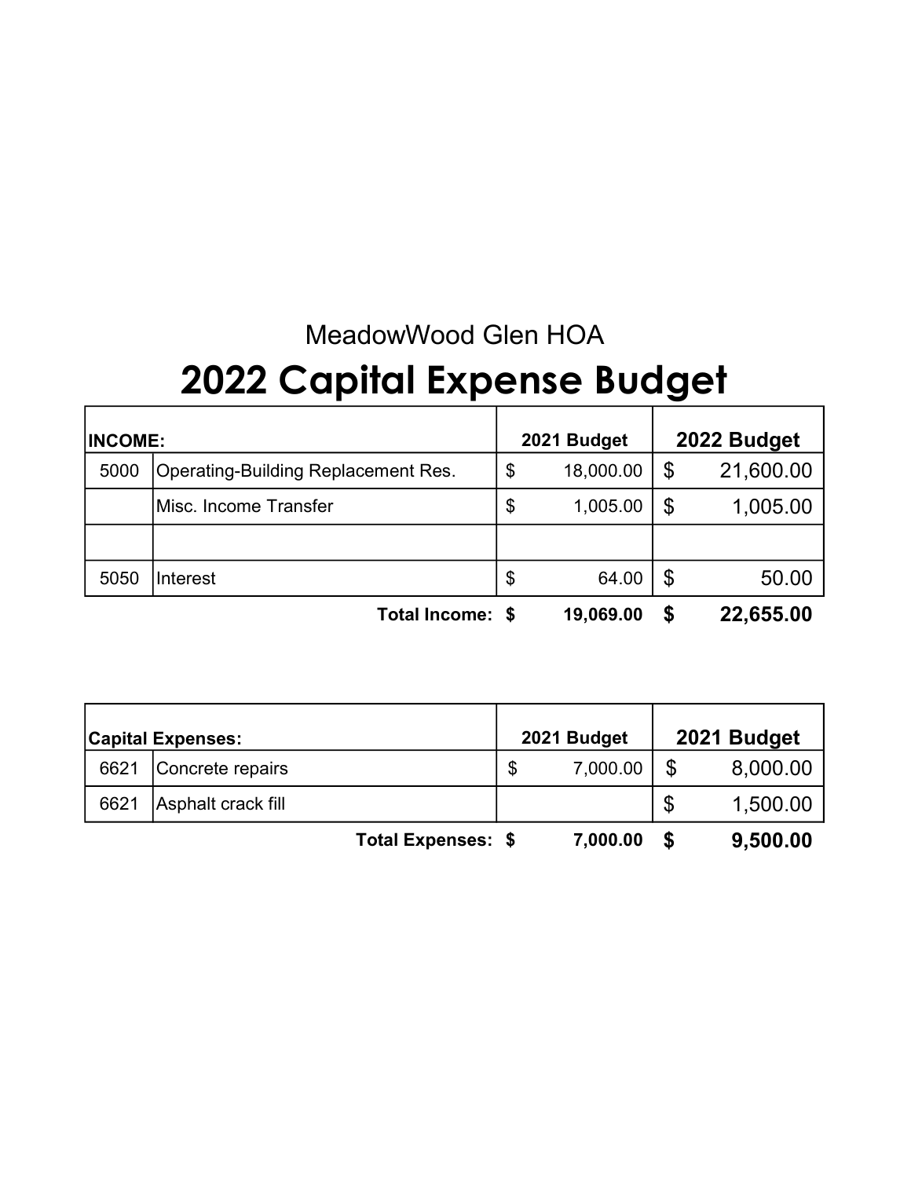MeadowWood Glen HOA

# 2022 Capital Expense Budget

| INCOME: | | 2021 Budget | 2022 Budget |
|---|---|---|---|
| 5000 | Operating-Building Replacement Res. | $ 18,000.00 | $ 21,600.00 |
| | Misc. Income Transfer | $ 1,005.00 | $ 1,005.00 |
| | | | |
| 5050 | Interest | $ 64.00 | $ 50.00 |
| | **Total Income:** | **$ 19,069.00** | **$ 22,655.00** |

| Capital Expenses: | | 2021 Budget | 2021 Budget |
|---|---|---|---|
| 6621 | Concrete repairs | $ 7,000.00 | $ 8,000.00 |
| 6621 | Asphalt crack fill | | $ 1,500.00 |
| | **Total Expenses:** | **$ 7,000.00** | **$ 9,500.00** |